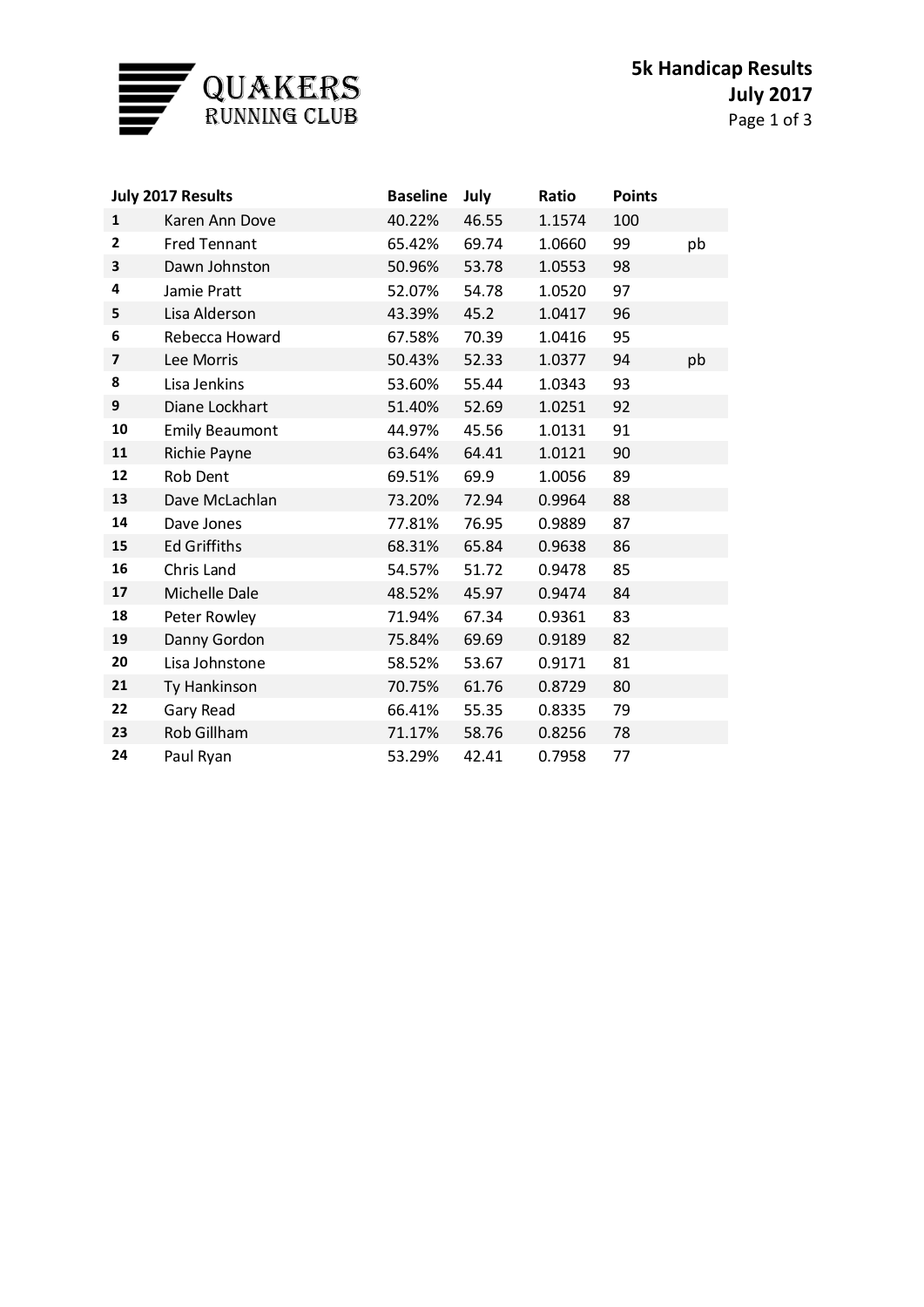QUAKERS RUNNING CLUB

# 5k Handicap Results
## July 2017

| July 2017 Results | | Baseline | July | Ratio | Points | |
|---|---|---|---|---|---|---|
| 1 | Karen Ann Dove | 40.22% | 46.55 | 1.1574 | 100 | |
| 2 | Fred Tennant | 65.42% | 69.74 | 1.0660 | 99 | pb |
| 3 | Dawn Johnston | 50.96% | 53.78 | 1.0553 | 98 | |
| 4 | Jamie Pratt | 52.07% | 54.78 | 1.0520 | 97 | |
| 5 | Lisa Alderson | 43.39% | 45.2 | 1.0417 | 96 | |
| 6 | Rebecca Howard | 67.58% | 70.39 | 1.0416 | 95 | |
| 7 | Lee Morris | 50.43% | 52.33 | 1.0377 | 94 | pb |
| 8 | Lisa Jenkins | 53.60% | 55.44 | 1.0343 | 93 | |
| 9 | Diane Lockhart | 51.40% | 52.69 | 1.0251 | 92 | |
| 10 | Emily Beaumont | 44.97% | 45.56 | 1.0131 | 91 | |
| 11 | Richie Payne | 63.64% | 64.41 | 1.0121 | 90 | |
| 12 | Rob Dent | 69.51% | 69.9 | 1.0056 | 89 | |
| 13 | Dave McLachlan | 73.20% | 72.94 | 0.9964 | 88 | |
| 14 | Dave Jones | 77.81% | 76.95 | 0.9889 | 87 | |
| 15 | Ed Griffiths | 68.31% | 65.84 | 0.9638 | 86 | |
| 16 | Chris Land | 54.57% | 51.72 | 0.9478 | 85 | |
| 17 | Michelle Dale | 48.52% | 45.97 | 0.9474 | 84 | |
| 18 | Peter Rowley | 71.94% | 67.34 | 0.9361 | 83 | |
| 19 | Danny Gordon | 75.84% | 69.69 | 0.9189 | 82 | |
| 20 | Lisa Johnstone | 58.52% | 53.67 | 0.9171 | 81 | |
| 21 | Ty Hankinson | 70.75% | 61.76 | 0.8729 | 80 | |
| 22 | Gary Read | 66.41% | 55.35 | 0.8335 | 79 | |
| 23 | Rob Gillham | 71.17% | 58.76 | 0.8256 | 78 | |
| 24 | Paul Ryan | 53.29% | 42.41 | 0.7958 | 77 | |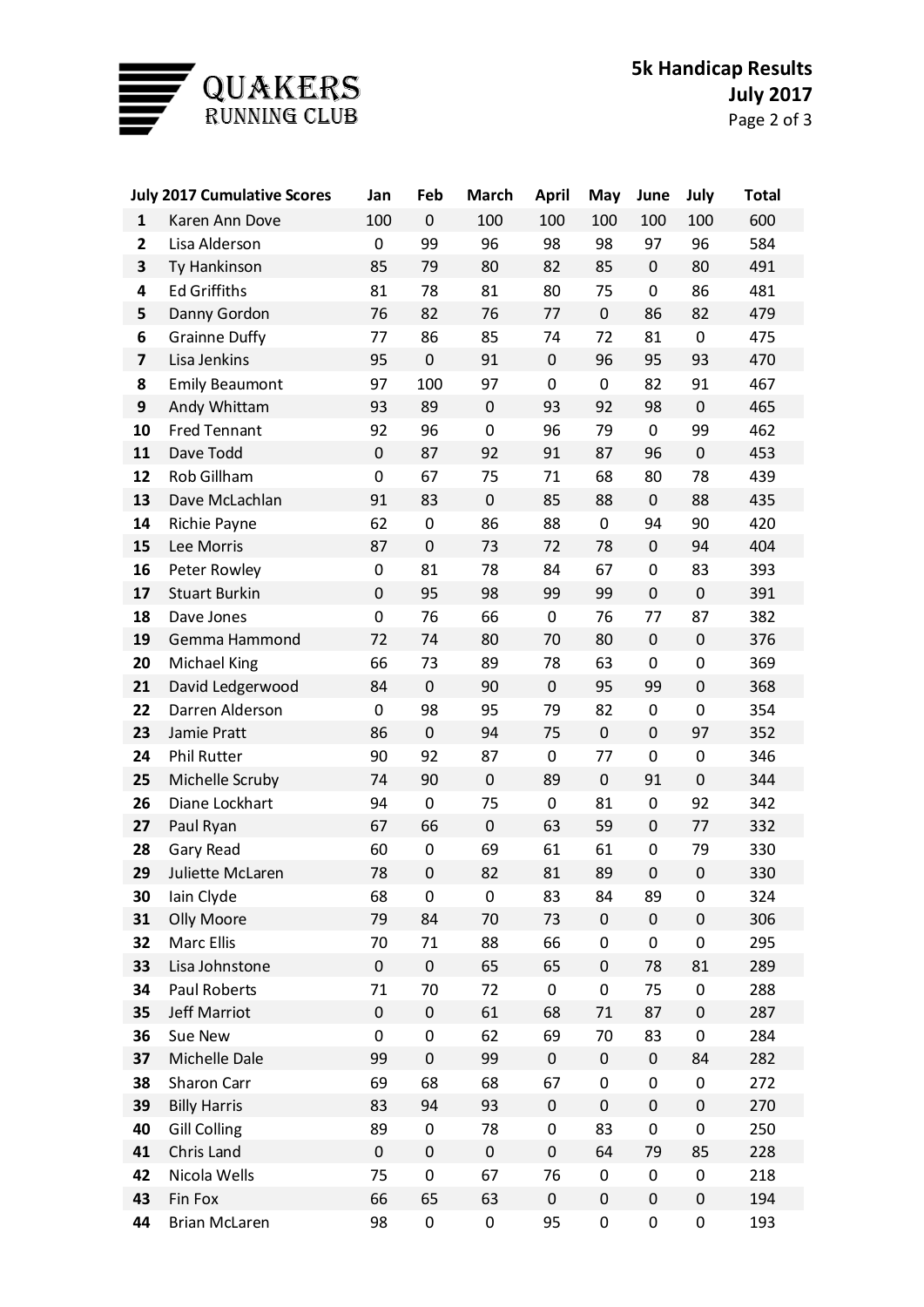QUAKERS RUNNING CLUB

**5k Handicap Results**
**July 2017**

| July 2017 Cumulative Scores | | Jan | Feb | March | April | May | June | July | Total |
|---|---|---|---|---|---|---|---|---|---|
| **1** | Karen Ann Dove | 100 | 0 | 100 | 100 | 100 | 100 | 100 | 600 |
| **2** | Lisa Alderson | 0 | 99 | 96 | 98 | 98 | 97 | 96 | 584 |
| **3** | Ty Hankinson | 85 | 79 | 80 | 82 | 85 | 0 | 80 | 491 |
| **4** | Ed Griffiths | 81 | 78 | 81 | 80 | 75 | 0 | 86 | 481 |
| **5** | Danny Gordon | 76 | 82 | 76 | 77 | 0 | 86 | 82 | 479 |
| **6** | Grainne Duffy | 77 | 86 | 85 | 74 | 72 | 81 | 0 | 475 |
| **7** | Lisa Jenkins | 95 | 0 | 91 | 0 | 96 | 95 | 93 | 470 |
| **8** | Emily Beaumont | 97 | 100 | 97 | 0 | 0 | 82 | 91 | 467 |
| **9** | Andy Whittam | 93 | 89 | 0 | 93 | 92 | 98 | 0 | 465 |
| **10** | Fred Tennant | 92 | 96 | 0 | 96 | 79 | 0 | 99 | 462 |
| **11** | Dave Todd | 0 | 87 | 92 | 91 | 87 | 96 | 0 | 453 |
| **12** | Rob Gillham | 0 | 67 | 75 | 71 | 68 | 80 | 78 | 439 |
| **13** | Dave McLachlan | 91 | 83 | 0 | 85 | 88 | 0 | 88 | 435 |
| **14** | Richie Payne | 62 | 0 | 86 | 88 | 0 | 94 | 90 | 420 |
| **15** | Lee Morris | 87 | 0 | 73 | 72 | 78 | 0 | 94 | 404 |
| **16** | Peter Rowley | 0 | 81 | 78 | 84 | 67 | 0 | 83 | 393 |
| **17** | Stuart Burkin | 0 | 95 | 98 | 99 | 99 | 0 | 0 | 391 |
| **18** | Dave Jones | 0 | 76 | 66 | 0 | 76 | 77 | 87 | 382 |
| **19** | Gemma Hammond | 72 | 74 | 80 | 70 | 80 | 0 | 0 | 376 |
| **20** | Michael King | 66 | 73 | 89 | 78 | 63 | 0 | 0 | 369 |
| **21** | David Ledgerwood | 84 | 0 | 90 | 0 | 95 | 99 | 0 | 368 |
| **22** | Darren Alderson | 0 | 98 | 95 | 79 | 82 | 0 | 0 | 354 |
| **23** | Jamie Pratt | 86 | 0 | 94 | 75 | 0 | 0 | 97 | 352 |
| **24** | Phil Rutter | 90 | 92 | 87 | 0 | 77 | 0 | 0 | 346 |
| **25** | Michelle Scruby | 74 | 90 | 0 | 89 | 0 | 91 | 0 | 344 |
| **26** | Diane Lockhart | 94 | 0 | 75 | 0 | 81 | 0 | 92 | 342 |
| **27** | Paul Ryan | 67 | 66 | 0 | 63 | 59 | 0 | 77 | 332 |
| **28** | Gary Read | 60 | 0 | 69 | 61 | 61 | 0 | 79 | 330 |
| **29** | Juliette McLaren | 78 | 0 | 82 | 81 | 89 | 0 | 0 | 330 |
| **30** | Iain Clyde | 68 | 0 | 0 | 83 | 84 | 89 | 0 | 324 |
| **31** | Olly Moore | 79 | 84 | 70 | 73 | 0 | 0 | 0 | 306 |
| **32** | Marc Ellis | 70 | 71 | 88 | 66 | 0 | 0 | 0 | 295 |
| **33** | Lisa Johnstone | 0 | 0 | 65 | 65 | 0 | 78 | 81 | 289 |
| **34** | Paul Roberts | 71 | 70 | 72 | 0 | 0 | 75 | 0 | 288 |
| **35** | Jeff Marriot | 0 | 0 | 61 | 68 | 71 | 87 | 0 | 287 |
| **36** | Sue New | 0 | 0 | 62 | 69 | 70 | 83 | 0 | 284 |
| **37** | Michelle Dale | 99 | 0 | 99 | 0 | 0 | 0 | 84 | 282 |
| **38** | Sharon Carr | 69 | 68 | 68 | 67 | 0 | 0 | 0 | 272 |
| **39** | Billy Harris | 83 | 94 | 93 | 0 | 0 | 0 | 0 | 270 |
| **40** | Gill Colling | 89 | 0 | 78 | 0 | 83 | 0 | 0 | 250 |
| **41** | Chris Land | 0 | 0 | 0 | 0 | 64 | 79 | 85 | 228 |
| **42** | Nicola Wells | 75 | 0 | 67 | 76 | 0 | 0 | 0 | 218 |
| **43** | Fin Fox | 66 | 65 | 63 | 0 | 0 | 0 | 0 | 194 |
| **44** | Brian McLaren | 98 | 0 | 0 | 95 | 0 | 0 | 0 | 193 |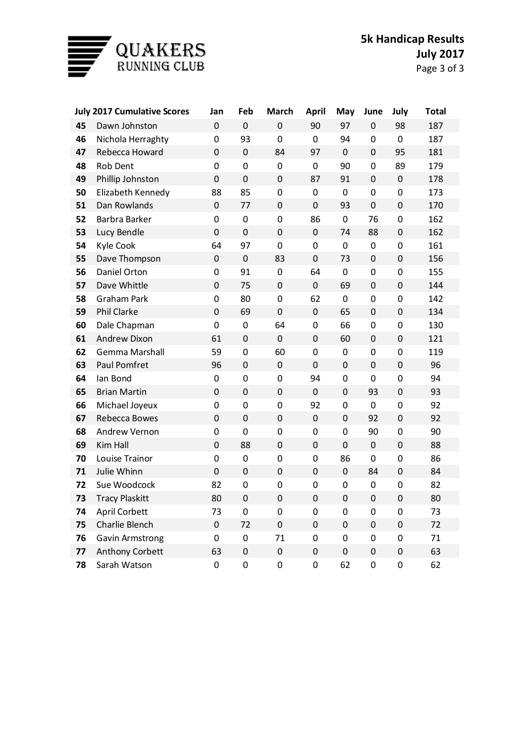QUAKERS RUNNING CLUB

**5k Handicap Results**
**July 2017**

| July 2017 Cumulative Scores | | Jan | Feb | March | April | May | June | July | Total |
|---|---|---|---|---|---|---|---|---|---|
| 45 | Dawn Johnston | 0 | 0 | 0 | 90 | 97 | 0 | 98 | 187 |
| 46 | Nichola Herraghty | 0 | 93 | 0 | 0 | 94 | 0 | 0 | 187 |
| 47 | Rebecca Howard | 0 | 0 | 84 | 97 | 0 | 0 | 95 | 181 |
| 48 | Rob Dent | 0 | 0 | 0 | 0 | 90 | 0 | 89 | 179 |
| 49 | Phillip Johnston | 0 | 0 | 0 | 87 | 91 | 0 | 0 | 178 |
| 50 | Elizabeth Kennedy | 88 | 85 | 0 | 0 | 0 | 0 | 0 | 173 |
| 51 | Dan Rowlands | 0 | 77 | 0 | 0 | 93 | 0 | 0 | 170 |
| 52 | Barbra Barker | 0 | 0 | 0 | 86 | 0 | 76 | 0 | 162 |
| 53 | Lucy Bendle | 0 | 0 | 0 | 0 | 74 | 88 | 0 | 162 |
| 54 | Kyle Cook | 64 | 97 | 0 | 0 | 0 | 0 | 0 | 161 |
| 55 | Dave Thompson | 0 | 0 | 83 | 0 | 73 | 0 | 0 | 156 |
| 56 | Daniel Orton | 0 | 91 | 0 | 64 | 0 | 0 | 0 | 155 |
| 57 | Dave Whittle | 0 | 75 | 0 | 0 | 69 | 0 | 0 | 144 |
| 58 | Graham Park | 0 | 80 | 0 | 62 | 0 | 0 | 0 | 142 |
| 59 | Phil Clarke | 0 | 69 | 0 | 0 | 65 | 0 | 0 | 134 |
| 60 | Dale Chapman | 0 | 0 | 64 | 0 | 66 | 0 | 0 | 130 |
| 61 | Andrew Dixon | 61 | 0 | 0 | 0 | 60 | 0 | 0 | 121 |
| 62 | Gemma Marshall | 59 | 0 | 60 | 0 | 0 | 0 | 0 | 119 |
| 63 | Paul Pomfret | 96 | 0 | 0 | 0 | 0 | 0 | 0 | 96 |
| 64 | Ian Bond | 0 | 0 | 0 | 94 | 0 | 0 | 0 | 94 |
| 65 | Brian Martin | 0 | 0 | 0 | 0 | 0 | 93 | 0 | 93 |
| 66 | Michael Joyeux | 0 | 0 | 0 | 92 | 0 | 0 | 0 | 92 |
| 67 | Rebecca Bowes | 0 | 0 | 0 | 0 | 0 | 92 | 0 | 92 |
| 68 | Andrew Vernon | 0 | 0 | 0 | 0 | 0 | 90 | 0 | 90 |
| 69 | Kim Hall | 0 | 88 | 0 | 0 | 0 | 0 | 0 | 88 |
| 70 | Louise Trainor | 0 | 0 | 0 | 0 | 86 | 0 | 0 | 86 |
| 71 | Julie Whinn | 0 | 0 | 0 | 0 | 0 | 84 | 0 | 84 |
| 72 | Sue Woodcock | 82 | 0 | 0 | 0 | 0 | 0 | 0 | 82 |
| 73 | Tracy Plaskitt | 80 | 0 | 0 | 0 | 0 | 0 | 0 | 80 |
| 74 | April Corbett | 73 | 0 | 0 | 0 | 0 | 0 | 0 | 73 |
| 75 | Charlie Blench | 0 | 72 | 0 | 0 | 0 | 0 | 0 | 72 |
| 76 | Gavin Armstrong | 0 | 0 | 71 | 0 | 0 | 0 | 0 | 71 |
| 77 | Anthony Corbett | 63 | 0 | 0 | 0 | 0 | 0 | 0 | 63 |
| 78 | Sarah Watson | 0 | 0 | 0 | 0 | 62 | 0 | 0 | 62 |